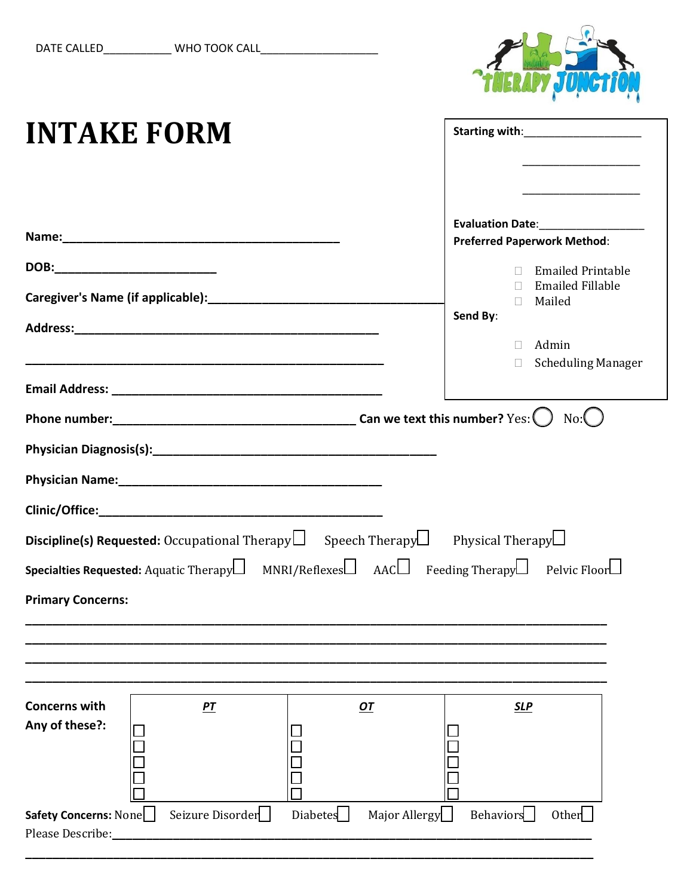DATE CALLED___________ WHO TOOK CALL___________________

THERAPY JUNCTION

# INTAKE FORM

**Starting with**:___________________

___________________

___________________

**Evaluation Date**:________________

**Preferred Paperwork Method**:

- ☐ Emailed Printable
- ☐ Emailed Fillable
- ☐ Mailed

**Send By**:

- ☐ Admin
- ☐ Scheduling Manager

**Name:**___________________________________________

**DOB:**_________________________

**Caregiver's Name (if applicable):**____________________________________

**Address:**_____________________________________________

_________________________________________________________

**Email Address:** _________________________________________

**Phone number:**____________________________________ **Can we text this number?** Yes: ◯ No: ◯

**Physician Diagnosis(s):**____________________________________________

**Physician Name:**_________________________________________

**Clinic/Office:**____________________________________________

**Discipline(s) Requested:** Occupational Therapy ☐ Speech Therapy ☐ Physical Therapy ☐

**Specialties Requested:** Aquatic Therapy ☐ MNRI/Reflexes ☐ AAC ☐ Feeding Therapy ☐ Pelvic Floor ☐

**Primary Concerns:**

_____________________________________________________________________________________

_____________________________________________________________________________________

_____________________________________________________________________________________

_____________________________________________________________________________________

**Concerns with Any of these?:**

| ***PT*** | ***OT*** | ***SLP*** |
|---|---|---|
| ☐ | ☐ | ☐ |
| ☐ | ☐ | ☐ |
| ☐ | ☐ | ☐ |
| ☐ | ☐ | ☐ |
| ☐ | ☐ | ☐ |

**Safety Concerns:** None ☐ Seizure Disorder ☐ Diabetes ☐ Major Allergy ☐ Behaviors ☐ Other ☐

Please Describe:_________________________________________________________________________

_____________________________________________________________________________________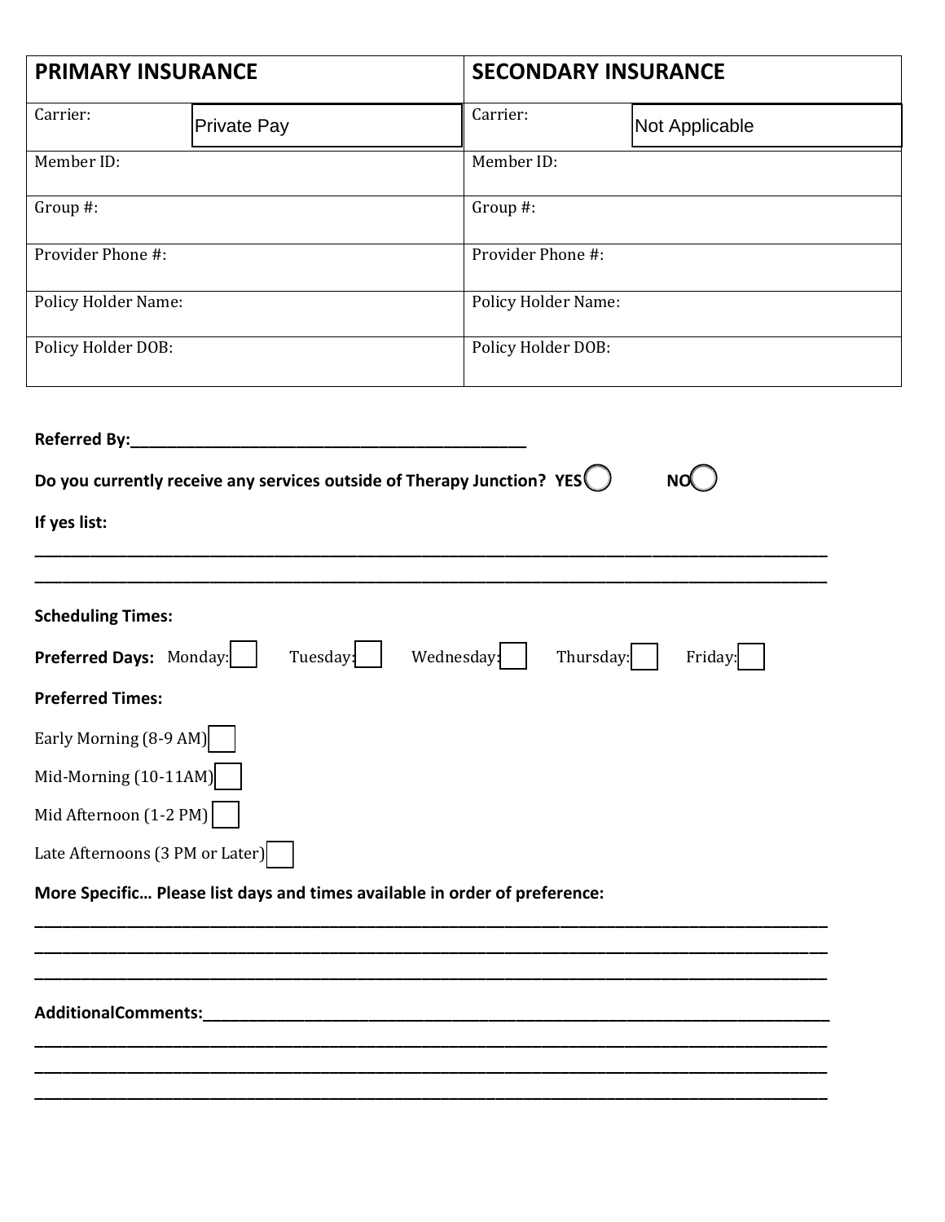| PRIMARY INSURANCE | | SECONDARY INSURANCE | |
|---|---|---|---|
| Carrier: | Private Pay | Carrier: | Not Applicable |
| Member ID: | | Member ID: | |
| Group #: | | Group #: | |
| Provider Phone #: | | Provider Phone #: | |
| Policy Holder Name: | | Policy Holder Name: | |
| Policy Holder DOB: | | Policy Holder DOB: | |

**Referred By:**_______________________________________________

**Do you currently receive any services outside of Therapy Junction? YES** ◯ **NO** ◯

**If yes list:**

______________________________________________________________________________________________

______________________________________________________________________________________________

**Scheduling Times:**

**Preferred Days:** Monday: ☐ Tuesday: ☐ Wednesday: ☐ Thursday: ☐ Friday: ☐

**Preferred Times:**

Early Morning (8-9 AM) ☐

Mid-Morning (10-11AM) ☐

Mid Afternoon (1-2 PM) ☐

Late Afternoons (3 PM or Later) ☐

**More Specific… Please list days and times available in order of preference:**

______________________________________________________________________________________________

______________________________________________________________________________________________

______________________________________________________________________________________________

**AdditionalComments:**___________________________________________________________________________

______________________________________________________________________________________________

______________________________________________________________________________________________

______________________________________________________________________________________________